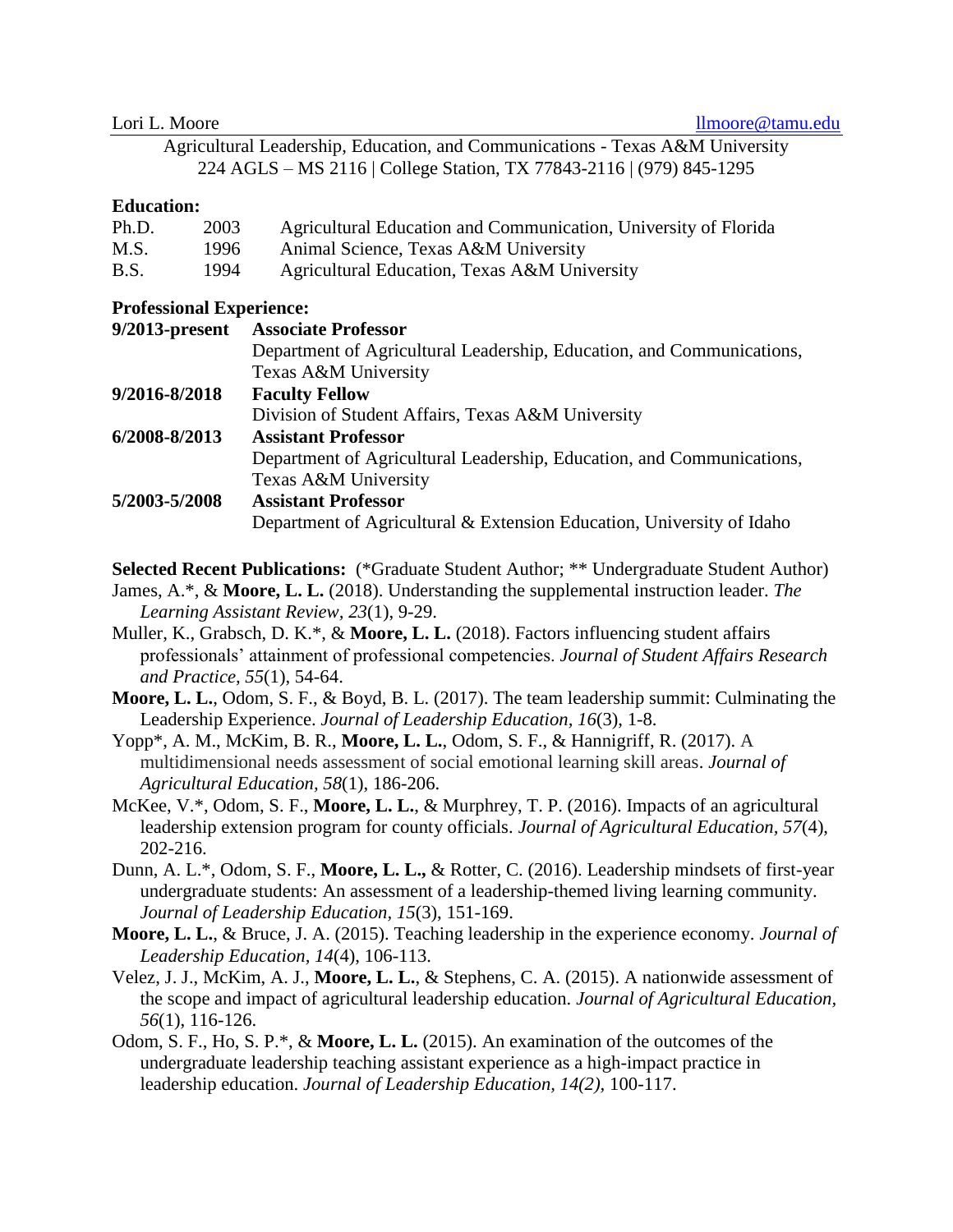Lori L. Moore llmoore@tamu.edu

Agricultural Leadership, Education, and Communications - Texas A&M University
224 AGLS – MS 2116 | College Station, TX 77843-2116 | (979) 845-1295

**Education:**

| | | |
|---|---|---|
| Ph.D. | 2003 | Agricultural Education and Communication, University of Florida |
| M.S. | 1996 | Animal Science, Texas A&M University |
| B.S. | 1994 | Agricultural Education, Texas A&M University |

**Professional Experience:**

| | |
|---|---|
| **9/2013-present** | **Associate Professor**<br>Department of Agricultural Leadership, Education, and Communications, Texas A&M University |
| **9/2016-8/2018** | **Faculty Fellow**<br>Division of Student Affairs, Texas A&M University |
| **6/2008-8/2013** | **Assistant Professor**<br>Department of Agricultural Leadership, Education, and Communications, Texas A&M University |
| **5/2003-5/2008** | **Assistant Professor**<br>Department of Agricultural & Extension Education, University of Idaho |

**Selected Recent Publications:** (*Graduate Student Author; ** Undergraduate Student Author)

James, A.*, & **Moore, L. L.** (2018). Understanding the supplemental instruction leader. *The Learning Assistant Review, 23*(1), 9-29.

Muller, K., Grabsch, D. K.*, & **Moore, L. L.** (2018). Factors influencing student affairs professionals' attainment of professional competencies. *Journal of Student Affairs Research and Practice, 55*(1), 54-64.

**Moore, L. L.**, Odom, S. F., & Boyd, B. L. (2017). The team leadership summit: Culminating the Leadership Experience. *Journal of Leadership Education, 16*(3), 1-8.

Yopp*, A. M., McKim, B. R., **Moore, L. L.**, Odom, S. F., & Hannigriff, R. (2017). A multidimensional needs assessment of social emotional learning skill areas. *Journal of Agricultural Education, 58*(1), 186-206.

McKee, V.*, Odom, S. F., **Moore, L. L.**, & Murphrey, T. P. (2016). Impacts of an agricultural leadership extension program for county officials. *Journal of Agricultural Education, 57*(4), 202-216.

Dunn, A. L.*, Odom, S. F., **Moore, L. L.,** & Rotter, C. (2016). Leadership mindsets of first-year undergraduate students: An assessment of a leadership-themed living learning community. *Journal of Leadership Education*, *15*(3), 151-169.

**Moore, L. L.**, & Bruce, J. A. (2015). Teaching leadership in the experience economy. *Journal of Leadership Education*, *14*(4), 106-113.

Velez, J. J., McKim, A. J., **Moore, L. L.**, & Stephens, C. A. (2015). A nationwide assessment of the scope and impact of agricultural leadership education. *Journal of Agricultural Education, 56*(1), 116-126.

Odom, S. F., Ho, S. P.*, & **Moore, L. L.** (2015). An examination of the outcomes of the undergraduate leadership teaching assistant experience as a high-impact practice in leadership education. *Journal of Leadership Education, 14(2)*, 100-117.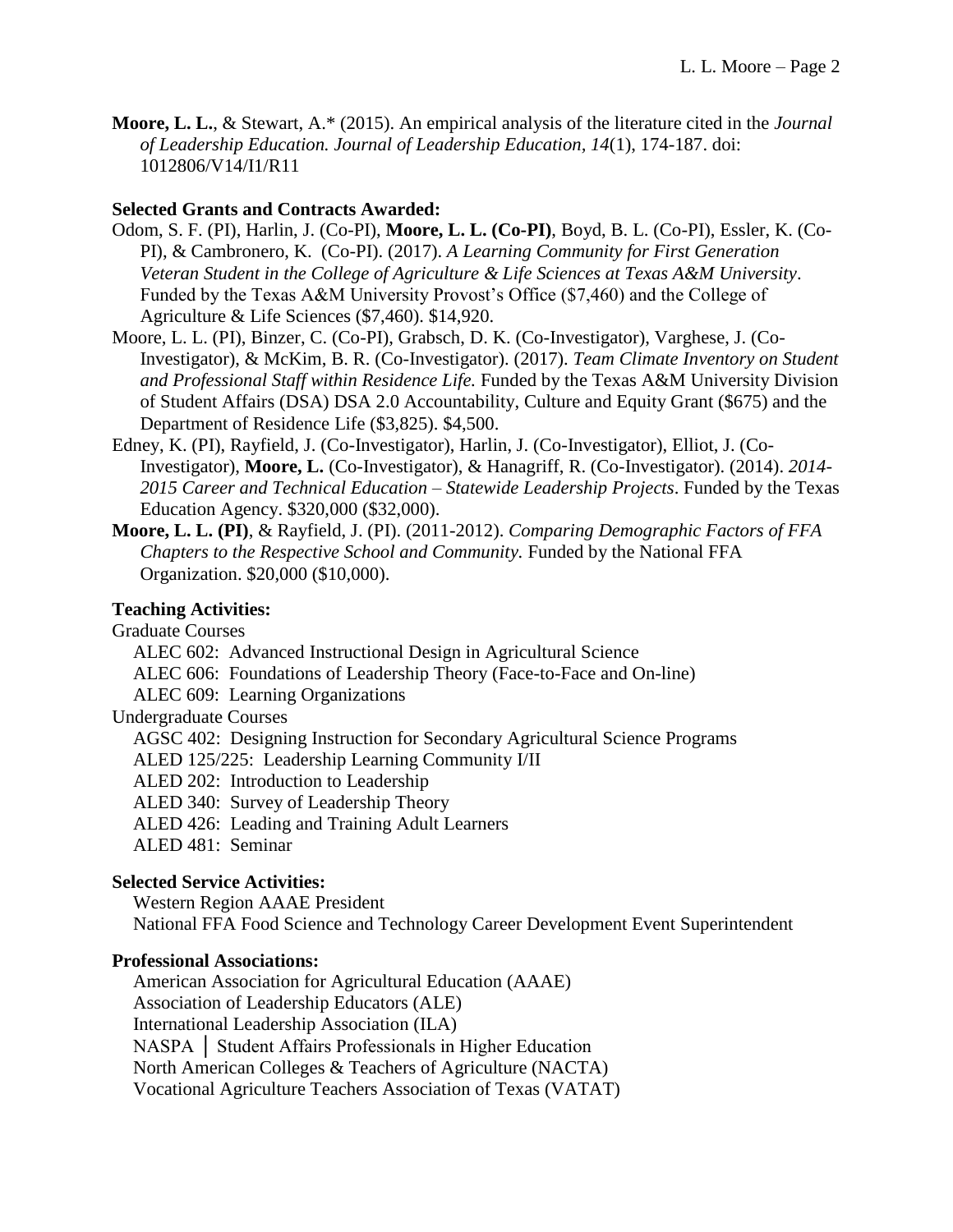**Moore, L. L.**, & Stewart, A.* (2015). An empirical analysis of the literature cited in the *Journal of Leadership Education. Journal of Leadership Education*, *14*(1), 174-187. doi: 1012806/V14/I1/R11

**Selected Grants and Contracts Awarded:**

Odom, S. F. (PI), Harlin, J. (Co-PI), **Moore, L. L. (Co-PI)**, Boyd, B. L. (Co-PI), Essler, K. (Co-PI), & Cambronero, K. (Co-PI). (2017). *A Learning Community for First Generation Veteran Student in the College of Agriculture & Life Sciences at Texas A&M University*. Funded by the Texas A&M University Provost's Office ($7,460) and the College of Agriculture & Life Sciences ($7,460). $14,920.

Moore, L. L. (PI), Binzer, C. (Co-PI), Grabsch, D. K. (Co-Investigator), Varghese, J. (Co-Investigator), & McKim, B. R. (Co-Investigator). (2017). *Team Climate Inventory on Student and Professional Staff within Residence Life.* Funded by the Texas A&M University Division of Student Affairs (DSA) DSA 2.0 Accountability, Culture and Equity Grant ($675) and the Department of Residence Life ($3,825). $4,500.

Edney, K. (PI), Rayfield, J. (Co-Investigator), Harlin, J. (Co-Investigator), Elliot, J. (Co-Investigator), **Moore, L.** (Co-Investigator), & Hanagriff, R. (Co-Investigator). (2014). *2014-2015 Career and Technical Education – Statewide Leadership Projects*. Funded by the Texas Education Agency. $320,000 ($32,000).

**Moore, L. L. (PI)**, & Rayfield, J. (PI). (2011-2012). *Comparing Demographic Factors of FFA Chapters to the Respective School and Community.* Funded by the National FFA Organization. $20,000 ($10,000).

**Teaching Activities:**

Graduate Courses

- ALEC 602: Advanced Instructional Design in Agricultural Science
- ALEC 606: Foundations of Leadership Theory (Face-to-Face and On-line)
- ALEC 609: Learning Organizations

Undergraduate Courses

- AGSC 402: Designing Instruction for Secondary Agricultural Science Programs
- ALED 125/225: Leadership Learning Community I/II
- ALED 202: Introduction to Leadership
- ALED 340: Survey of Leadership Theory
- ALED 426: Leading and Training Adult Learners
- ALED 481: Seminar

**Selected Service Activities:**

- Western Region AAAE President
- National FFA Food Science and Technology Career Development Event Superintendent

**Professional Associations:**

- American Association for Agricultural Education (AAAE)
- Association of Leadership Educators (ALE)
- International Leadership Association (ILA)
- NASPA │ Student Affairs Professionals in Higher Education
- North American Colleges & Teachers of Agriculture (NACTA)
- Vocational Agriculture Teachers Association of Texas (VATAT)